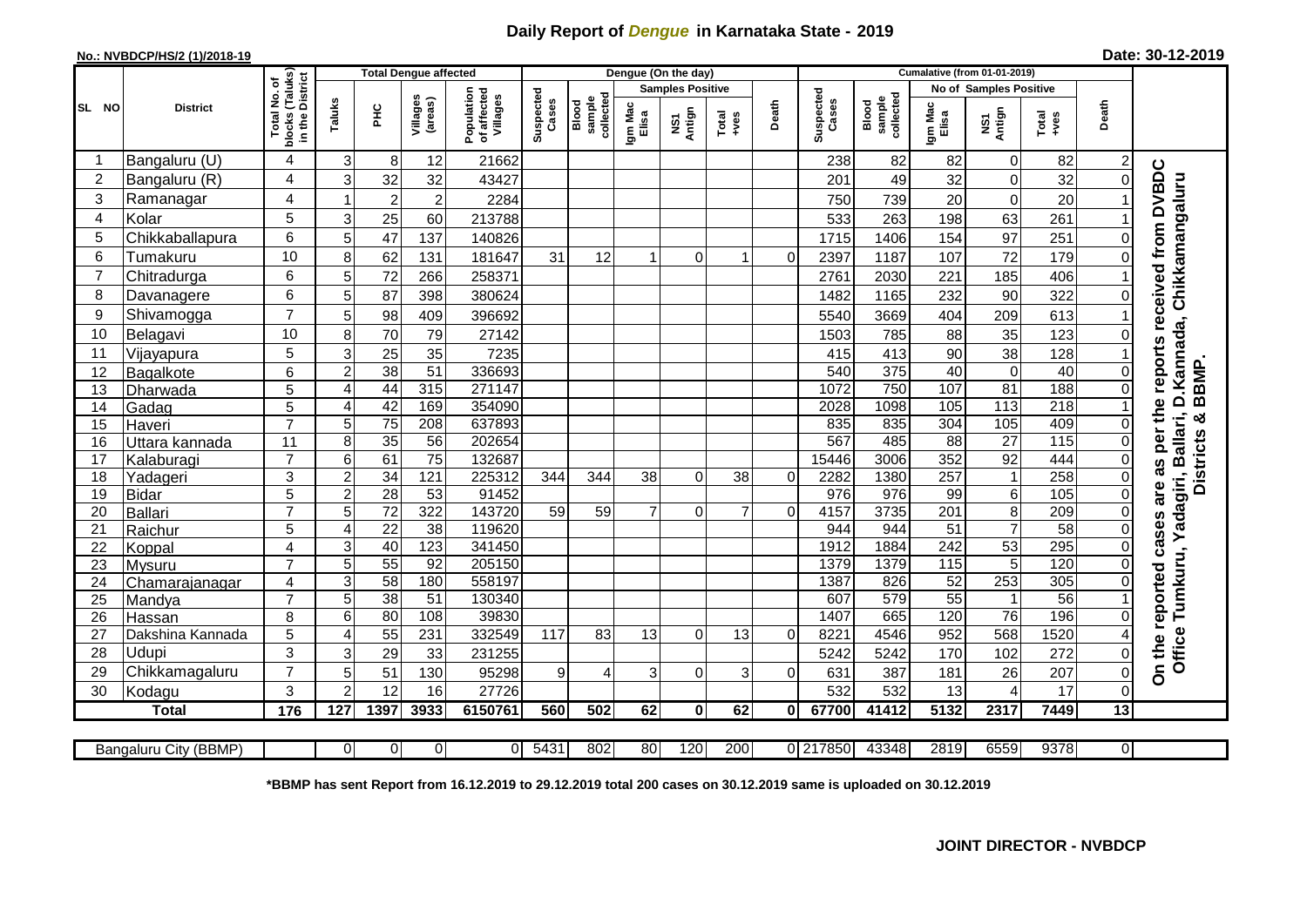# Daily Report of *Dengue* in Karnataka State - 2019

**No.: NVBDCP/HS/2 (1)/2018-19**

**Date: 30-12-2019**

| SL NO | District | Total No. of blocks (Taluks) in the District | Total Dengue affected | | | | Dengue (On the day) | | | | | | | Cumulative (from 01-01-2019) | | | | | | | |
|---|---|---|---|---|---|---|---|---|---|---|---|---|---|---|---|---|---|---|---|---|---|
| | | | Taluks | PHC | Villages (areas) | Population of affected Villages | Suspected Cases | Blood sample collected | Samples Positive | | | Death | Suspected Cases | Blood sample collected | No of Samples Positive | | | Death | |
| | | | | | | | | | Igm Mac Elisa | NS1 Antign | Total +ves | | | | Igm Mac Elisa | NS1 Antign | Total +ves | | |
| 1 | Bangaluru (U) | 4 | 3 | 8 | 12 | 21662 | | | | | | | 238 | 82 | 82 | 0 | 82 | 2 | On the reported cases are as per the reports received from DVBDC Office Tumkuru, Yadagiri, Ballari, D.Kannada, Chikkamangaluru Districts & BBMP. |
| 2 | Bangaluru (R) | 4 | 3 | 32 | 32 | 43427 | | | | | | | 201 | 49 | 32 | 0 | 32 | 0 | |
| 3 | Ramanagar | 4 | 1 | 2 | 2 | 2284 | | | | | | | 750 | 739 | 20 | 0 | 20 | 1 | |
| 4 | Kolar | 5 | 3 | 25 | 60 | 213788 | | | | | | | 533 | 263 | 198 | 63 | 261 | 1 | |
| 5 | Chikkaballapura | 6 | 5 | 47 | 137 | 140826 | | | | | | | 1715 | 1406 | 154 | 97 | 251 | 0 | |
| 6 | Tumakuru | 10 | 8 | 62 | 131 | 181647 | 31 | 12 | 1 | 0 | 1 | 0 | 2397 | 1187 | 107 | 72 | 179 | 0 | |
| 7 | Chitradurga | 6 | 5 | 72 | 266 | 258371 | | | | | | | 2761 | 2030 | 221 | 185 | 406 | 1 | |
| 8 | Davanagere | 6 | 5 | 87 | 398 | 380624 | | | | | | | 1482 | 1165 | 232 | 90 | 322 | 0 | |
| 9 | Shivamogga | 7 | 5 | 98 | 409 | 396692 | | | | | | | 5540 | 3669 | 404 | 209 | 613 | 1 | |
| 10 | Belagavi | 10 | 8 | 70 | 79 | 27142 | | | | | | | 1503 | 785 | 88 | 35 | 123 | 0 | |
| 11 | Vijayapura | 5 | 3 | 25 | 35 | 7235 | | | | | | | 415 | 413 | 90 | 38 | 128 | 1 | |
| 12 | Bagalkote | 6 | 2 | 38 | 51 | 336693 | | | | | | | 540 | 375 | 40 | 0 | 40 | 0 | |
| 13 | Dharwada | 5 | 4 | 44 | 315 | 271147 | | | | | | | 1072 | 750 | 107 | 81 | 188 | 0 | |
| 14 | Gadag | 5 | 4 | 42 | 169 | 354090 | | | | | | | 2028 | 1098 | 105 | 113 | 218 | 1 | |
| 15 | Haveri | 7 | 5 | 75 | 208 | 637893 | | | | | | | 835 | 835 | 304 | 105 | 409 | 0 | |
| 16 | Uttara kannada | 11 | 8 | 35 | 56 | 202654 | | | | | | | 567 | 485 | 88 | 27 | 115 | 0 | |
| 17 | Kalaburagi | 7 | 6 | 61 | 75 | 132687 | | | | | | | 15446 | 3006 | 352 | 92 | 444 | 0 | |
| 18 | Yadageri | 3 | 2 | 34 | 121 | 225312 | 344 | 344 | 38 | 0 | 38 | 0 | 2282 | 1380 | 257 | 1 | 258 | 0 | |
| 19 | Bidar | 5 | 2 | 28 | 53 | 91452 | | | | | | | 976 | 976 | 99 | 6 | 105 | 0 | |
| 20 | Ballari | 7 | 5 | 72 | 322 | 143720 | 59 | 59 | 7 | 0 | 7 | 0 | 4157 | 3735 | 201 | 8 | 209 | 0 | |
| 21 | Raichur | 5 | 4 | 22 | 38 | 119620 | | | | | | | 944 | 944 | 51 | 7 | 58 | 0 | |
| 22 | Koppal | 4 | 3 | 40 | 123 | 341450 | | | | | | | 1912 | 1884 | 242 | 53 | 295 | 0 | |
| 23 | Mysuru | 7 | 5 | 55 | 92 | 205150 | | | | | | | 1379 | 1379 | 115 | 5 | 120 | 0 | |
| 24 | Chamarajanagar | 4 | 3 | 58 | 180 | 558197 | | | | | | | 1387 | 826 | 52 | 253 | 305 | 0 | |
| 25 | Mandya | 7 | 5 | 38 | 51 | 130340 | | | | | | | 607 | 579 | 55 | 1 | 56 | 1 | |
| 26 | Hassan | 8 | 6 | 80 | 108 | 39830 | | | | | | | 1407 | 665 | 120 | 76 | 196 | 0 | |
| 27 | Dakshina Kannada | 5 | 4 | 55 | 231 | 332549 | 117 | 83 | 13 | 0 | 13 | 0 | 8221 | 4546 | 952 | 568 | 1520 | 4 | |
| 28 | Udupi | 3 | 3 | 29 | 33 | 231255 | | | | | | | 5242 | 5242 | 170 | 102 | 272 | 0 | |
| 29 | Chikkamagaluru | 7 | 5 | 51 | 130 | 95298 | 9 | 4 | 3 | 0 | 3 | 0 | 631 | 387 | 181 | 26 | 207 | 0 | |
| 30 | Kodagu | 3 | 2 | 12 | 16 | 27726 | | | | | | | 532 | 532 | 13 | 4 | 17 | 0 | |
| | **Total** | **176** | **127** | **1397** | **3933** | **6150761** | **560** | **502** | **62** | **0** | **62** | **0** | **67700** | **41412** | **5132** | **2317** | **7449** | **13** | |
| | Bangaluru City (BBMP) | | 0 | 0 | 0 | 0 | 5431 | 802 | 80 | 120 | 200 | 0 | 217850 | 43348 | 2819 | 6559 | 9378 | 0 | |

**\*BBMP has sent Report from 16.12.2019 to 29.12.2019 total 200 cases on 30.12.2019 same is uploaded on 30.12.2019**

**JOINT DIRECTOR - NVBDCP**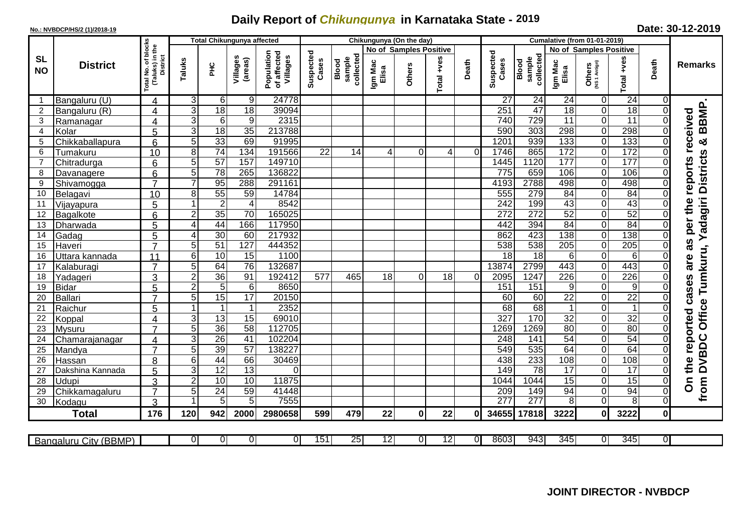# Daily Report of *Chikungunya* in Karnataka State - 2019

**No.: NVBDCP/HS/2 (1)/2018-19** **Date: 30-12-2019**

| SL NO | District | Total No. of blocks (Taluks) in the District | Total Chikungunya affected | | | | Chikungunya (On the day) | | | | | | | Cumalative (from 01-01-2019) | | | | | | | Remarks |
|---|---|---|---|---|---|---|---|---|---|---|---|---|---|---|---|---|---|---|---|---|---|
| | | | | | | | | | No of Samples Positive | | | | | | | No of Samples Positive | | | | | |
| | | | Taluks | PHC | Villages (areas) | Population of affected Villages | Suspected Cases | Blood sample collected | Igm Mac Elisa | Others | Total +ves | Death | Suspected Cases | Blood sample collected | Igm Mac Elisa | Others (NS1 Antign) | Total +ves | Death | |
| 1 | Bangaluru (U) | 4 | 3 | 6 | 9 | 24778 | | | | | | | 27 | 24 | 24 | 0 | 24 | 0 | On the reported cases are as per the reports received from DVBDC Office Tumkuru, Yadagiri Districts & BBMP. |
| 2 | Bangaluru (R) | 4 | 3 | 18 | 18 | 39094 | | | | | | | 251 | 47 | 18 | 0 | 18 | 0 | |
| 3 | Ramanagar | 4 | 3 | 6 | 9 | 2315 | | | | | | | 740 | 729 | 11 | 0 | 11 | 0 | |
| 4 | Kolar | 5 | 3 | 18 | 35 | 213788 | | | | | | | 590 | 303 | 298 | 0 | 298 | 0 | |
| 5 | Chikkaballapura | 6 | 5 | 33 | 69 | 91995 | | | | | | | 1201 | 939 | 133 | 0 | 133 | 0 | |
| 6 | Tumakuru | 10 | 8 | 74 | 134 | 191566 | 22 | 14 | 4 | 0 | 4 | 0 | 1746 | 865 | 172 | 0 | 172 | 0 | |
| 7 | Chitradurga | 6 | 5 | 57 | 157 | 149710 | | | | | | | 1445 | 1120 | 177 | 0 | 177 | 0 | |
| 8 | Davanagere | 6 | 5 | 78 | 265 | 136822 | | | | | | | 775 | 659 | 106 | 0 | 106 | 0 | |
| 9 | Shivamogga | 7 | 7 | 95 | 288 | 291161 | | | | | | | 4193 | 2788 | 498 | 0 | 498 | 0 | |
| 10 | Belagavi | 10 | 8 | 55 | 59 | 14784 | | | | | | | 555 | 279 | 84 | 0 | 84 | 0 | |
| 11 | Vijayapura | 5 | 1 | 2 | 4 | 8542 | | | | | | | 242 | 199 | 43 | 0 | 43 | 0 | |
| 12 | Bagalkote | 6 | 2 | 35 | 70 | 165025 | | | | | | | 272 | 272 | 52 | 0 | 52 | 0 | |
| 13 | Dharwada | 5 | 4 | 44 | 166 | 117950 | | | | | | | 442 | 394 | 84 | 0 | 84 | 0 | |
| 14 | Gadag | 5 | 4 | 30 | 60 | 217932 | | | | | | | 862 | 423 | 138 | 0 | 138 | 0 | |
| 15 | Haveri | 7 | 5 | 51 | 127 | 444352 | | | | | | | 538 | 538 | 205 | 0 | 205 | 0 | |
| 16 | Uttara kannada | 11 | 6 | 10 | 15 | 1100 | | | | | | | 18 | 18 | 6 | 0 | 6 | 0 | |
| 17 | Kalaburagi | 7 | 5 | 64 | 76 | 132687 | | | | | | | 13874 | 2799 | 443 | 0 | 443 | 0 | |
| 18 | Yadageri | 3 | 2 | 36 | 91 | 192412 | 577 | 465 | 18 | 0 | 18 | 0 | 2095 | 1247 | 226 | 0 | 226 | 0 | |
| 19 | Bidar | 5 | 2 | 5 | 6 | 8650 | | | | | | | 151 | 151 | 9 | 0 | 9 | 0 | |
| 20 | Ballari | 7 | 5 | 15 | 17 | 20150 | | | | | | | 60 | 60 | 22 | 0 | 22 | 0 | |
| 21 | Raichur | 5 | 1 | 1 | 1 | 2352 | | | | | | | 68 | 68 | 1 | 0 | 1 | 0 | |
| 22 | Koppal | 4 | 3 | 13 | 15 | 69010 | | | | | | | 327 | 170 | 32 | 0 | 32 | 0 | |
| 23 | Mysuru | 7 | 5 | 36 | 58 | 112705 | | | | | | | 1269 | 1269 | 80 | 0 | 80 | 0 | |
| 24 | Chamarajanagar | 4 | 3 | 26 | 41 | 102204 | | | | | | | 248 | 141 | 54 | 0 | 54 | 0 | |
| 25 | Mandya | 7 | 5 | 39 | 57 | 138227 | | | | | | | 549 | 535 | 64 | 0 | 64 | 0 | |
| 26 | Hassan | 8 | 6 | 44 | 66 | 30469 | | | | | | | 438 | 233 | 108 | 0 | 108 | 0 | |
| 27 | Dakshina Kannada | 5 | 3 | 12 | 13 | 0 | | | | | | | 149 | 78 | 17 | 0 | 17 | 0 | |
| 28 | Udupi | 3 | 2 | 10 | 10 | 11875 | | | | | | | 1044 | 1044 | 15 | 0 | 15 | 0 | |
| 29 | Chikkamagaluru | 7 | 5 | 24 | 59 | 41448 | | | | | | | 209 | 149 | 94 | 0 | 94 | 0 | |
| 30 | Kodagu | 3 | 1 | 5 | 5 | 7555 | | | | | | | 277 | 277 | 8 | 0 | 8 | 0 | |
| | **Total** | **176** | **120** | **942** | **2000** | **2980658** | **599** | **479** | **22** | **0** | **22** | **0** | **34655** | **17818** | **3222** | **0** | **3222** | **0** | |

| | | | | | | | | | | | | | | | | | | |
|---|---|---|---|---|---|---|---|---|---|---|---|---|---|---|---|---|---|---|
| Bangaluru City (BBMP) | | 0 | 0 | 0 | 0 | 151 | 25 | 12 | 0 | 12 | 0 | 8603 | 943 | 345 | 0 | 345 | 0 | |

**JOINT DIRECTOR - NVBDCP**